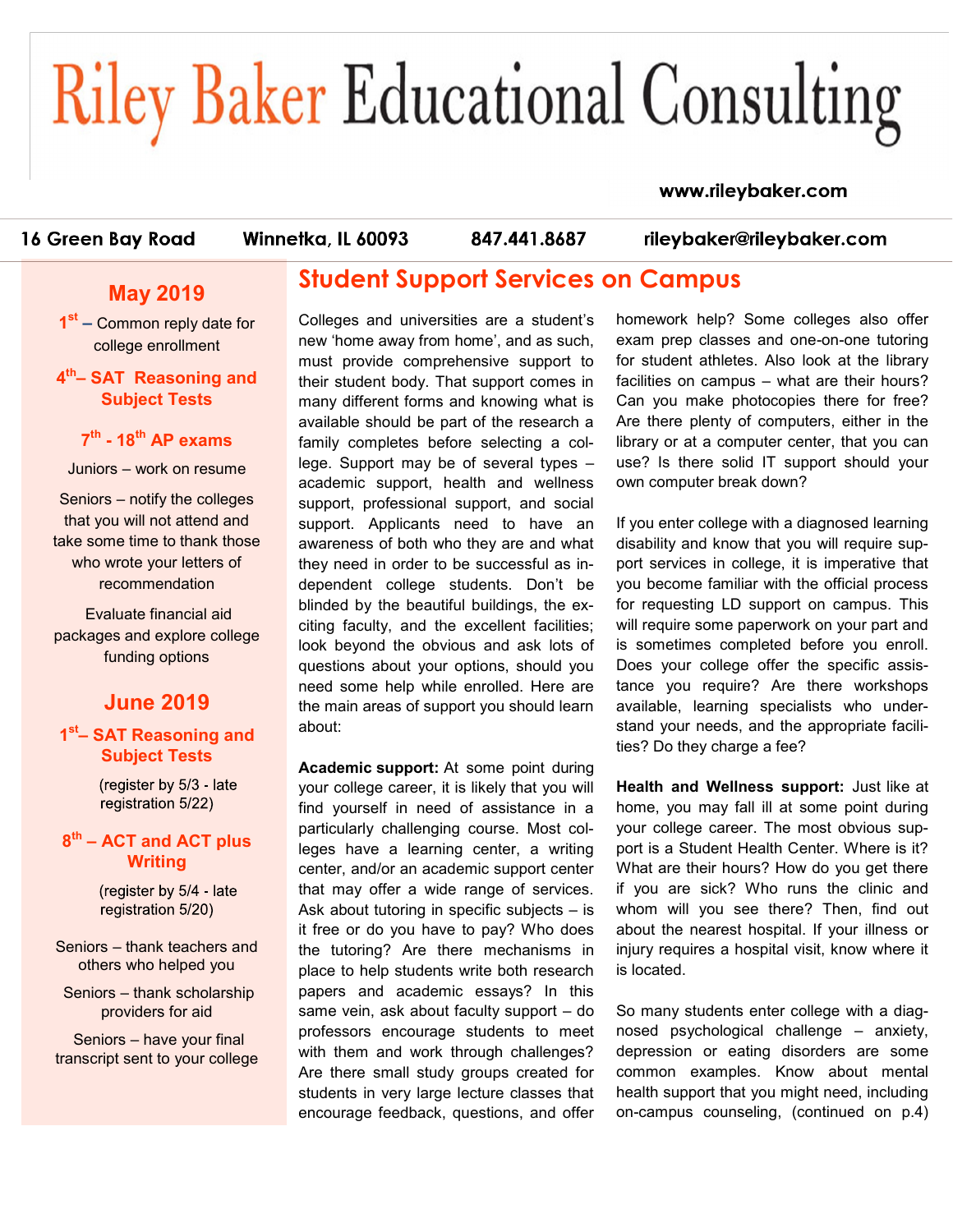# Riley Baker Educational Consulting

www.rileybaker.com

16 Green Bay Road Winnetka, IL 60093 847.441.8687 rileybaker@rileybaker.com

## May 2019

**1st – Common reply date for college enrollment**

**4th– SAT Reasoning and Subject Tests**

**7th - 18th AP exams**

Juniors – work on resume

Seniors – notify the colleges that you will not attend and take some time to thank those who wrote your letters of recommendation

Evaluate financial aid packages and explore college funding options

## June 2019

**1st– SAT Reasoning and Subject Tests**

(register by 5/3 - late registration 5/22)

**8th – ACT and ACT plus Writing**

(register by 5/4 - late registration 5/20)

Seniors – thank teachers and others who helped you

Seniors – thank scholarship providers for aid

Seniors – have your final transcript sent to your college

## Student Support Services on Campus

Colleges and universities are a student's new 'home away from home', and as such, must provide comprehensive support to their student body. That support comes in many different forms and knowing what is available should be part of the research a family completes before selecting a college. Support may be of several types – academic support, health and wellness support, professional support, and social support. Applicants need to have an awareness of both who they are and what they need in order to be successful as independent college students. Don't be blinded by the beautiful buildings, the exciting faculty, and the excellent facilities; look beyond the obvious and ask lots of questions about your options, should you need some help while enrolled. Here are the main areas of support you should learn about:

**Academic support:** At some point during your college career, it is likely that you will find yourself in need of assistance in a particularly challenging course. Most colleges have a learning center, a writing center, and/or an academic support center that may offer a wide range of services. Ask about tutoring in specific subjects – is it free or do you have to pay? Who does the tutoring? Are there mechanisms in place to help students write both research papers and academic essays? In this same vein, ask about faculty support – do professors encourage students to meet with them and work through challenges? Are there small study groups created for students in very large lecture classes that encourage feedback, questions, and offer homework help? Some colleges also offer exam prep classes and one-on-one tutoring for student athletes. Also look at the library facilities on campus – what are their hours? Can you make photocopies there for free? Are there plenty of computers, either in the library or at a computer center, that you can use? Is there solid IT support should your own computer break down?

If you enter college with a diagnosed learning disability and know that you will require support services in college, it is imperative that you become familiar with the official process for requesting LD support on campus. This will require some paperwork on your part and is sometimes completed before you enroll. Does your college offer the specific assistance you require? Are there workshops available, learning specialists who understand your needs, and the appropriate facilities? Do they charge a fee?

**Health and Wellness support:** Just like at home, you may fall ill at some point during your college career. The most obvious support is a Student Health Center. Where is it? What are their hours? How do you get there if you are sick? Who runs the clinic and whom will you see there? Then, find out about the nearest hospital. If your illness or injury requires a hospital visit, know where it is located.

So many students enter college with a diagnosed psychological challenge – anxiety, depression or eating disorders are some common examples. Know about mental health support that you might need, including on-campus counseling, (continued on p.4)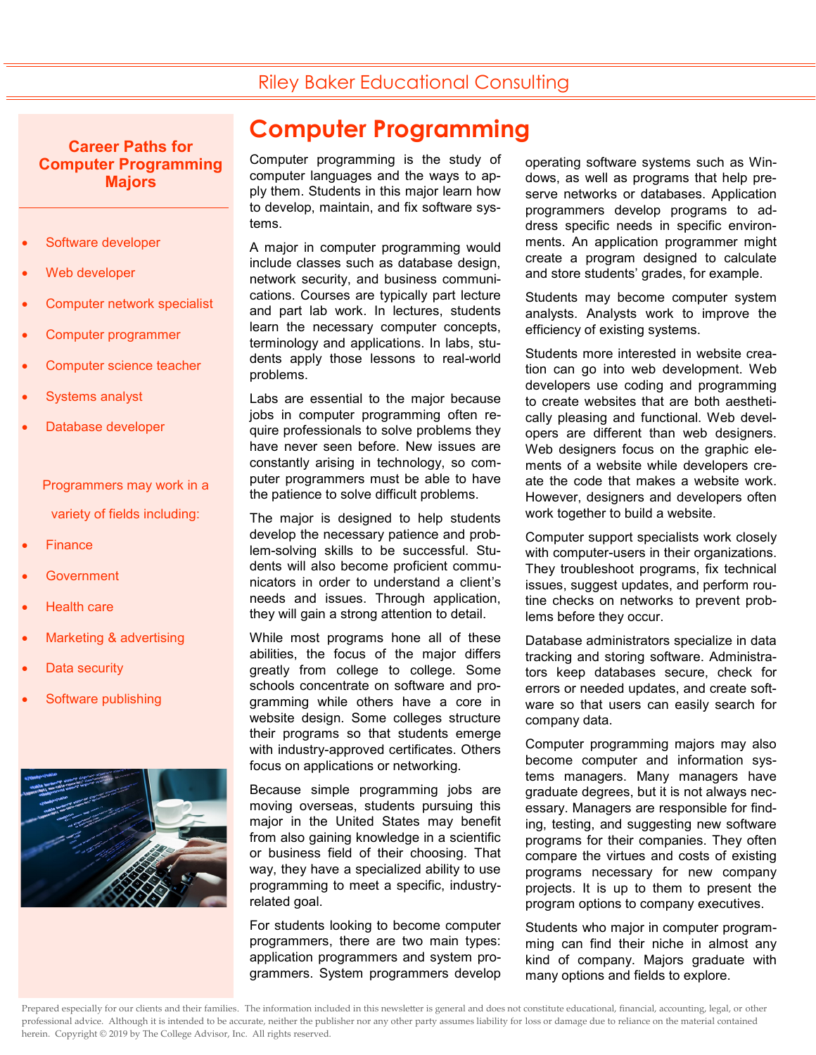# Computer Programming

Computer programming is the study of computer languages and the ways to apply them. Students in this major learn how to develop, maintain, and fix software systems.

A major in computer programming would include classes such as database design, network security, and business communications. Courses are typically part lecture and part lab work. In lectures, students learn the necessary computer concepts, terminology and applications. In labs, students apply those lessons to real-world problems.

Labs are essential to the major because jobs in computer programming often require professionals to solve problems they have never seen before. New issues are constantly arising in technology, so computer programmers must be able to have the patience to solve difficult problems.

The major is designed to help students develop the necessary patience and problem-solving skills to be successful. Students will also become proficient communicators in order to understand a client's needs and issues. Through application, they will gain a strong attention to detail.

While most programs hone all of these abilities, the focus of the major differs greatly from college to college. Some schools concentrate on software and programming while others have a core in website design. Some colleges structure their programs so that students emerge with industry-approved certificates. Others focus on applications or networking.

Because simple programming jobs are moving overseas, students pursuing this major in the United States may benefit from also gaining knowledge in a scientific or business field of their choosing. That way, they have a specialized ability to use programming to meet a specific, industry-related goal.

For students looking to become computer programmers, there are two main types: application programmers and system programmers. System programmers develop operating software systems such as Windows, as well as programs that help preserve networks or databases. Application programmers develop programs to address specific needs in specific environments. An application programmer might create a program designed to calculate and store students' grades, for example.

Students may become computer system analysts. Analysts work to improve the efficiency of existing systems.

Students more interested in website creation can go into web development. Web developers use coding and programming to create websites that are both aesthetically pleasing and functional. Web developers are different than web designers. Web designers focus on the graphic elements of a website while developers create the code that makes a website work. However, designers and developers often work together to build a website.

Computer support specialists work closely with computer-users in their organizations. They troubleshoot programs, fix technical issues, suggest updates, and perform routine checks on networks to prevent problems before they occur.

Database administrators specialize in data tracking and storing software. Administrators keep databases secure, check for errors or needed updates, and create software so that users can easily search for company data.

Computer programming majors may also become computer and information systems managers. Many managers have graduate degrees, but it is not always necessary. Managers are responsible for finding, testing, and suggesting new software programs for their companies. They often compare the virtues and costs of existing programs necessary for new company projects. It is up to them to present the program options to company executives.

Students who major in computer programming can find their niche in almost any kind of company. Majors graduate with many options and fields to explore.

## Career Paths for Computer Programming Majors

- Software developer
- Web developer
- Computer network specialist
- Computer programmer
- Computer science teacher
- Systems analyst
- Database developer

Programmers may work in a variety of fields including:

- Finance
- Government
- Health care
- Marketing & advertising
- Data security
- Software publishing

Prepared especially for our clients and their families. The information included in this newsletter is general and does not constitute educational, financial, accounting, legal, or other professional advice. Although it is intended to be accurate, neither the publisher nor any other party assumes liability for loss or damage due to reliance on the material contained herein. Copyright © 2019 by The College Advisor, Inc. All rights reserved.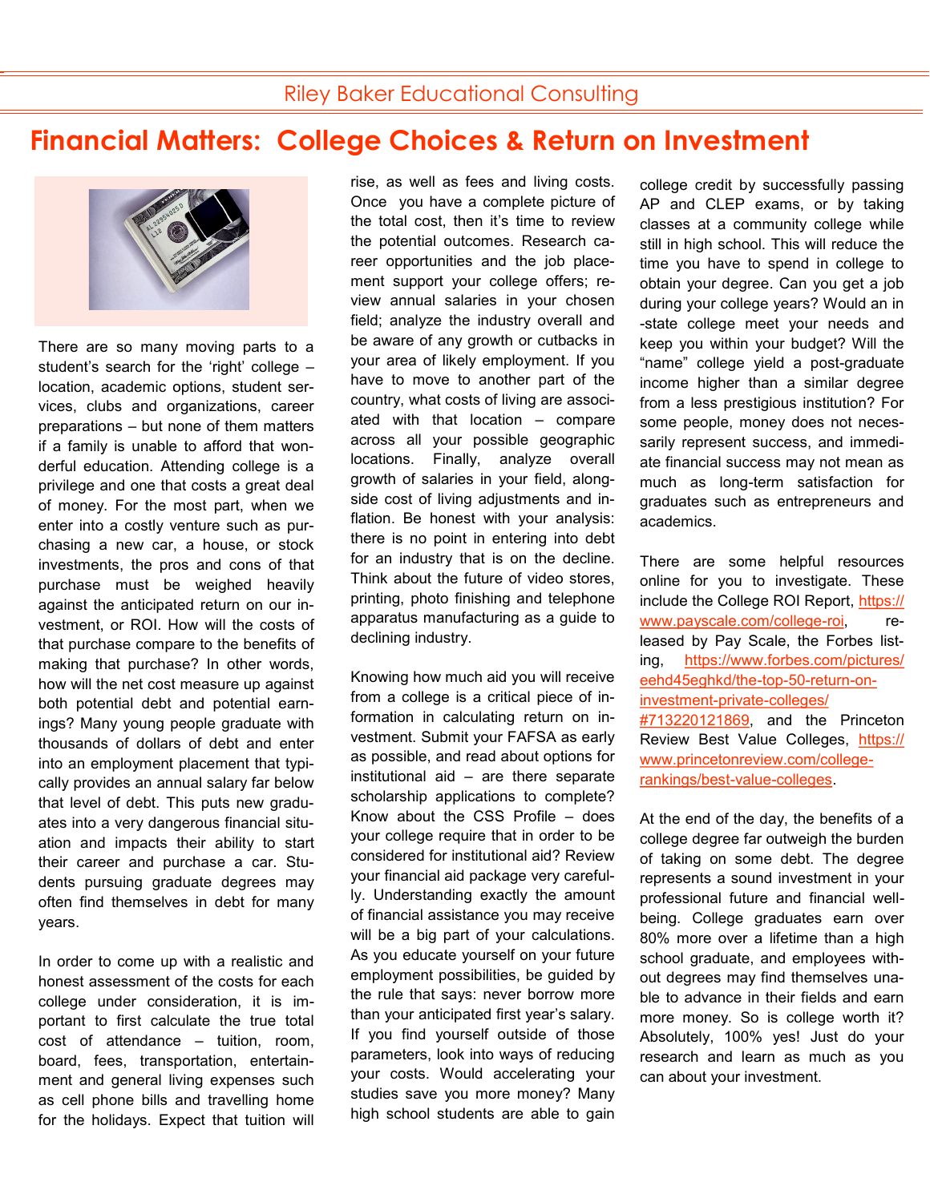Riley Baker Educational Consulting

# Financial Matters: College Choices & Return on Investment

There are so many moving parts to a student's search for the 'right' college – location, academic options, student services, clubs and organizations, career preparations – but none of them matters if a family is unable to afford that wonderful education. Attending college is a privilege and one that costs a great deal of money. For the most part, when we enter into a costly venture such as purchasing a new car, a house, or stock investments, the pros and cons of that purchase must be weighed heavily against the anticipated return on our investment, or ROI. How will the costs of that purchase compare to the benefits of making that purchase? In other words, how will the net cost measure up against both potential debt and potential earnings? Many young people graduate with thousands of dollars of debt and enter into an employment placement that typically provides an annual salary far below that level of debt. This puts new graduates into a very dangerous financial situation and impacts their ability to start their career and purchase a car. Students pursuing graduate degrees may often find themselves in debt for many years.

In order to come up with a realistic and honest assessment of the costs for each college under consideration, it is important to first calculate the true total cost of attendance – tuition, room, board, fees, transportation, entertainment and general living expenses such as cell phone bills and travelling home for the holidays. Expect that tuition will rise, as well as fees and living costs. Once you have a complete picture of the total cost, then it's time to review the potential outcomes. Research career opportunities and the job placement support your college offers; review annual salaries in your chosen field; analyze the industry overall and be aware of any growth or cutbacks in your area of likely employment. If you have to move to another part of the country, what costs of living are associated with that location – compare across all your possible geographic locations. Finally, analyze overall growth of salaries in your field, alongside cost of living adjustments and inflation. Be honest with your analysis: there is no point in entering into debt for an industry that is on the decline. Think about the future of video stores, printing, photo finishing and telephone apparatus manufacturing as a guide to declining industry.

Knowing how much aid you will receive from a college is a critical piece of information in calculating return on investment. Submit your FAFSA as early as possible, and read about options for institutional aid – are there separate scholarship applications to complete? Know about the CSS Profile – does your college require that in order to be considered for institutional aid? Review your financial aid package very carefully. Understanding exactly the amount of financial assistance you may receive will be a big part of your calculations. As you educate yourself on your future employment possibilities, be guided by the rule that says: never borrow more than your anticipated first year's salary. If you find yourself outside of those parameters, look into ways of reducing your costs. Would accelerating your studies save you more money? Many high school students are able to gain college credit by successfully passing AP and CLEP exams, or by taking classes at a community college while still in high school. This will reduce the time you have to spend in college to obtain your degree. Can you get a job during your college years? Would an in-state college meet your needs and keep you within your budget? Will the "name" college yield a post-graduate income higher than a similar degree from a less prestigious institution? For some people, money does not necessarily represent success, and immediate financial success may not mean as much as long-term satisfaction for graduates such as entrepreneurs and academics.

There are some helpful resources online for you to investigate. These include the College ROI Report, https://www.payscale.com/college-roi, released by Pay Scale, the Forbes listing, https://www.forbes.com/pictures/eehd45eghkd/the-top-50-return-on-investment-private-colleges/#713220121869, and the Princeton Review Best Value Colleges, https://www.princetonreview.com/college-rankings/best-value-colleges.

At the end of the day, the benefits of a college degree far outweigh the burden of taking on some debt. The degree represents a sound investment in your professional future and financial well-being. College graduates earn over 80% more over a lifetime than a high school graduate, and employees without degrees may find themselves unable to advance in their fields and earn more money. So is college worth it? Absolutely, 100% yes! Just do your research and learn as much as you can about your investment.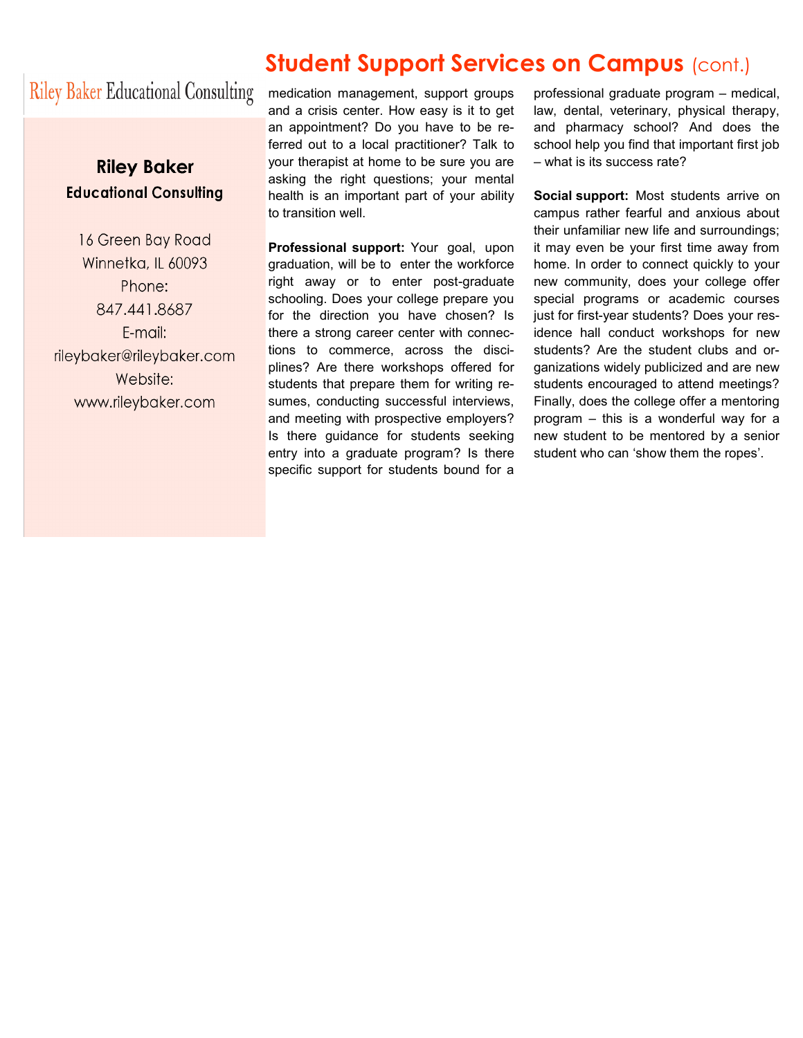## Student Support Services on Campus (cont.)

Riley Baker Educational Consulting

**Riley Baker**
**Educational Consulting**

16 Green Bay Road
Winnetka, IL 60093
Phone:
847.441.8687
E-mail:
rileybaker@rileybaker.com
Website:
www.rileybaker.com

medication management, support groups and a crisis center. How easy is it to get an appointment? Do you have to be referred out to a local practitioner? Talk to your therapist at home to be sure you are asking the right questions; your mental health is an important part of your ability to transition well.

**Professional support:** Your goal, upon graduation, will be to enter the workforce right away or to enter post-graduate schooling. Does your college prepare you for the direction you have chosen? Is there a strong career center with connections to commerce, across the disciplines? Are there workshops offered for students that prepare them for writing resumes, conducting successful interviews, and meeting with prospective employers? Is there guidance for students seeking entry into a graduate program? Is there specific support for students bound for a professional graduate program – medical, law, dental, veterinary, physical therapy, and pharmacy school? And does the school help you find that important first job – what is its success rate?

**Social support:** Most students arrive on campus rather fearful and anxious about their unfamiliar new life and surroundings; it may even be your first time away from home. In order to connect quickly to your new community, does your college offer special programs or academic courses just for first-year students? Does your residence hall conduct workshops for new students? Are the student clubs and organizations widely publicized and are new students encouraged to attend meetings? Finally, does the college offer a mentoring program – this is a wonderful way for a new student to be mentored by a senior student who can 'show them the ropes'.